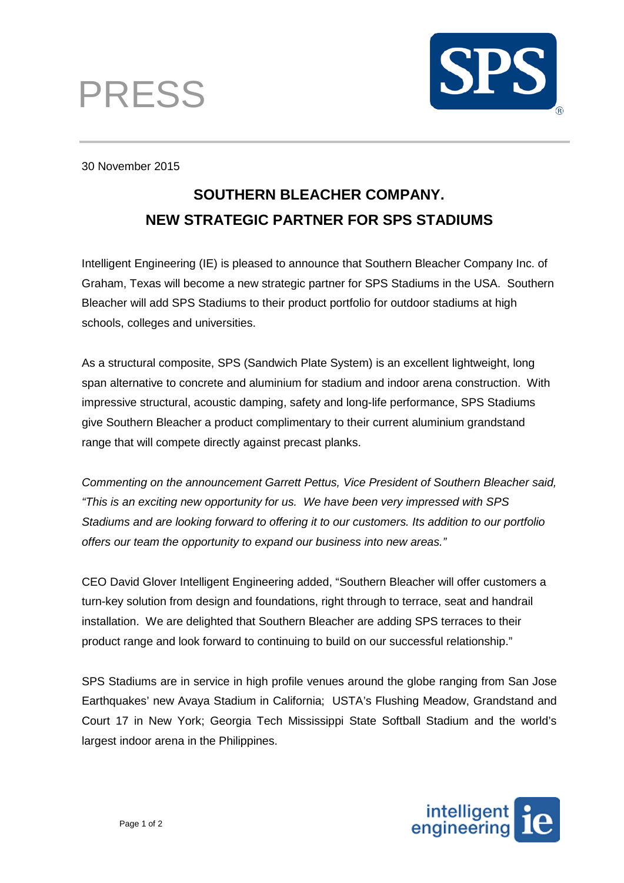PRESS

30 November 2015

## SOUTHERN BLEACHER COMPANY.
## NEW STRATEGIC PARTNER FOR SPS STADIUMS

Intelligent Engineering (IE) is pleased to announce that Southern Bleacher Company Inc. of Graham, Texas will become a new strategic partner for SPS Stadiums in the USA. Southern Bleacher will add SPS Stadiums to their product portfolio for outdoor stadiums at high schools, colleges and universities.

As a structural composite, SPS (Sandwich Plate System) is an excellent lightweight, long span alternative to concrete and aluminium for stadium and indoor arena construction. With impressive structural, acoustic damping, safety and long-life performance, SPS Stadiums give Southern Bleacher a product complimentary to their current aluminium grandstand range that will compete directly against precast planks.

*Commenting on the announcement Garrett Pettus, Vice President of Southern Bleacher said, "This is an exciting new opportunity for us. We have been very impressed with SPS Stadiums and are looking forward to offering it to our customers. Its addition to our portfolio offers our team the opportunity to expand our business into new areas."*

CEO David Glover Intelligent Engineering added, "Southern Bleacher will offer customers a turn-key solution from design and foundations, right through to terrace, seat and handrail installation. We are delighted that Southern Bleacher are adding SPS terraces to their product range and look forward to continuing to build on our successful relationship."

SPS Stadiums are in service in high profile venues around the globe ranging from San Jose Earthquakes' new Avaya Stadium in California; USTA's Flushing Meadow, Grandstand and Court 17 in New York; Georgia Tech Mississippi State Softball Stadium and the world's largest indoor arena in the Philippines.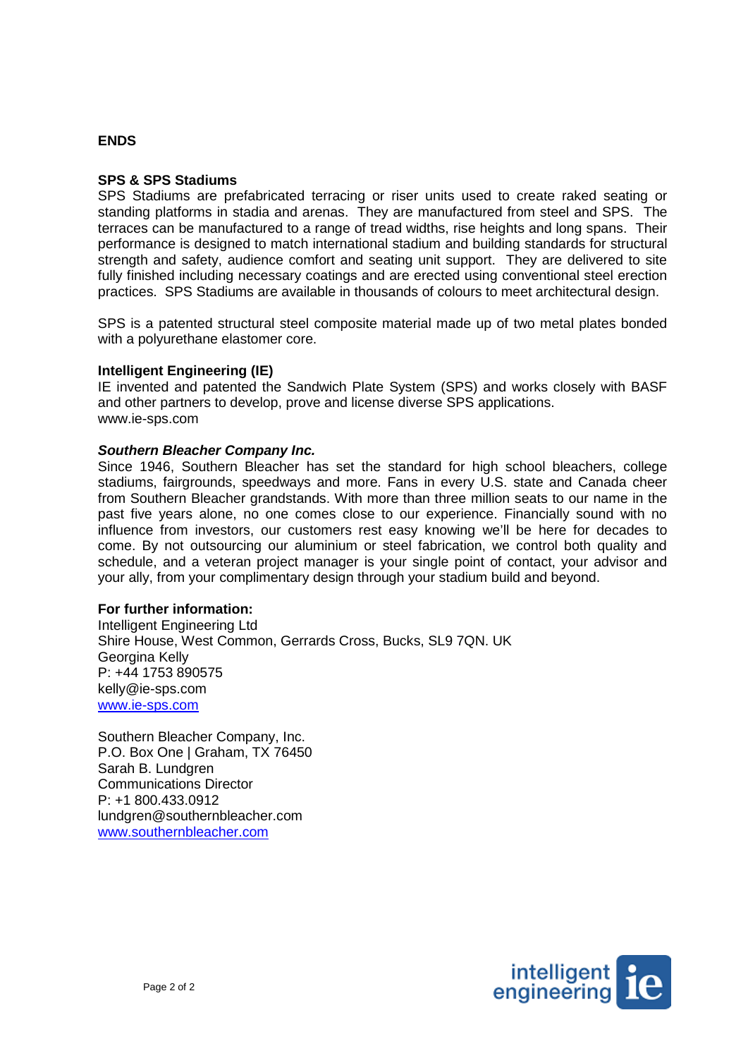**ENDS**

**SPS & SPS Stadiums**

SPS Stadiums are prefabricated terracing or riser units used to create raked seating or standing platforms in stadia and arenas. They are manufactured from steel and SPS. The terraces can be manufactured to a range of tread widths, rise heights and long spans. Their performance is designed to match international stadium and building standards for structural strength and safety, audience comfort and seating unit support. They are delivered to site fully finished including necessary coatings and are erected using conventional steel erection practices. SPS Stadiums are available in thousands of colours to meet architectural design.

SPS is a patented structural steel composite material made up of two metal plates bonded with a polyurethane elastomer core.

**Intelligent Engineering (IE)**

IE invented and patented the Sandwich Plate System (SPS) and works closely with BASF and other partners to develop, prove and license diverse SPS applications.
www.ie-sps.com

***Southern Bleacher Company Inc.***

Since 1946, Southern Bleacher has set the standard for high school bleachers, college stadiums, fairgrounds, speedways and more. Fans in every U.S. state and Canada cheer from Southern Bleacher grandstands. With more than three million seats to our name in the past five years alone, no one comes close to our experience. Financially sound with no influence from investors, our customers rest easy knowing we'll be here for decades to come. By not outsourcing our aluminium or steel fabrication, we control both quality and schedule, and a veteran project manager is your single point of contact, your advisor and your ally, from your complimentary design through your stadium build and beyond.

**For further information:**

Intelligent Engineering Ltd
Shire House, West Common, Gerrards Cross, Bucks, SL9 7QN. UK
Georgina Kelly
P: +44 1753 890575
kelly@ie-sps.com
www.ie-sps.com

Southern Bleacher Company, Inc.
P.O. Box One | Graham, TX 76450
Sarah B. Lundgren
Communications Director
P: +1 800.433.0912
lundgren@southernbleacher.com
www.southernbleacher.com